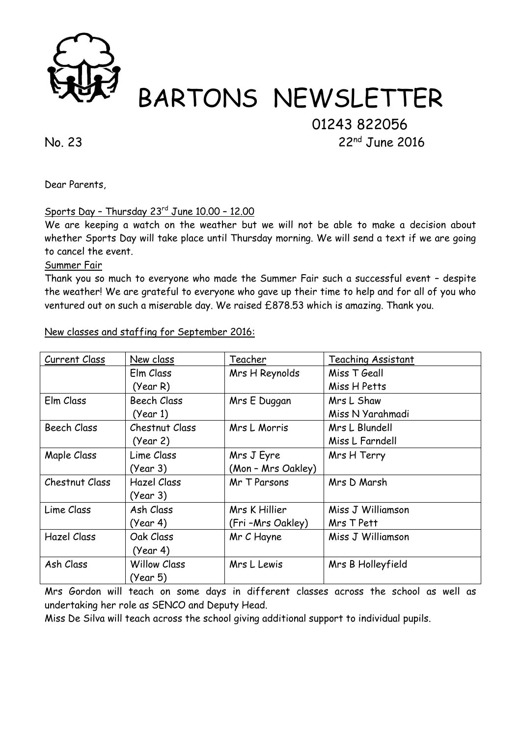# BARTONS NEWSLETTER

01243 822056

No. 23 22nd June 2016

Dear Parents,

Sports Day – Thursday 23rd June 10.00 – 12.00

We are keeping a watch on the weather but we will not be able to make a decision about whether Sports Day will take place until Thursday morning. We will send a text if we are going to cancel the event.

Summer Fair

Thank you so much to everyone who made the Summer Fair such a successful event – despite the weather! We are grateful to everyone who gave up their time to help and for all of you who ventured out on such a miserable day. We raised £878.53 which is amazing. Thank you.

New classes and staffing for September 2016:

| Current Class | New class | Teacher | Teaching Assistant |
|---|---|---|---|
| | Elm Class (Year R) | Mrs H Reynolds | Miss T Geall<br>Miss H Petts |
| Elm Class | Beech Class (Year 1) | Mrs E Duggan | Mrs L Shaw<br>Miss N Yarahmadi |
| Beech Class | Chestnut Class (Year 2) | Mrs L Morris | Mrs L Blundell<br>Miss L Farndell |
| Maple Class | Lime Class (Year 3) | Mrs J Eyre<br>(Mon – Mrs Oakley) | Mrs H Terry |
| Chestnut Class | Hazel Class (Year 3) | Mr T Parsons | Mrs D Marsh |
| Lime Class | Ash Class (Year 4) | Mrs K Hillier<br>(Fri –Mrs Oakley) | Miss J Williamson<br>Mrs T Pett |
| Hazel Class | Oak Class (Year 4) | Mr C Hayne | Miss J Williamson |
| Ash Class | Willow Class (Year 5) | Mrs L Lewis | Mrs B Holleyfield |

Mrs Gordon will teach on some days in different classes across the school as well as undertaking her role as SENCO and Deputy Head.

Miss De Silva will teach across the school giving additional support to individual pupils.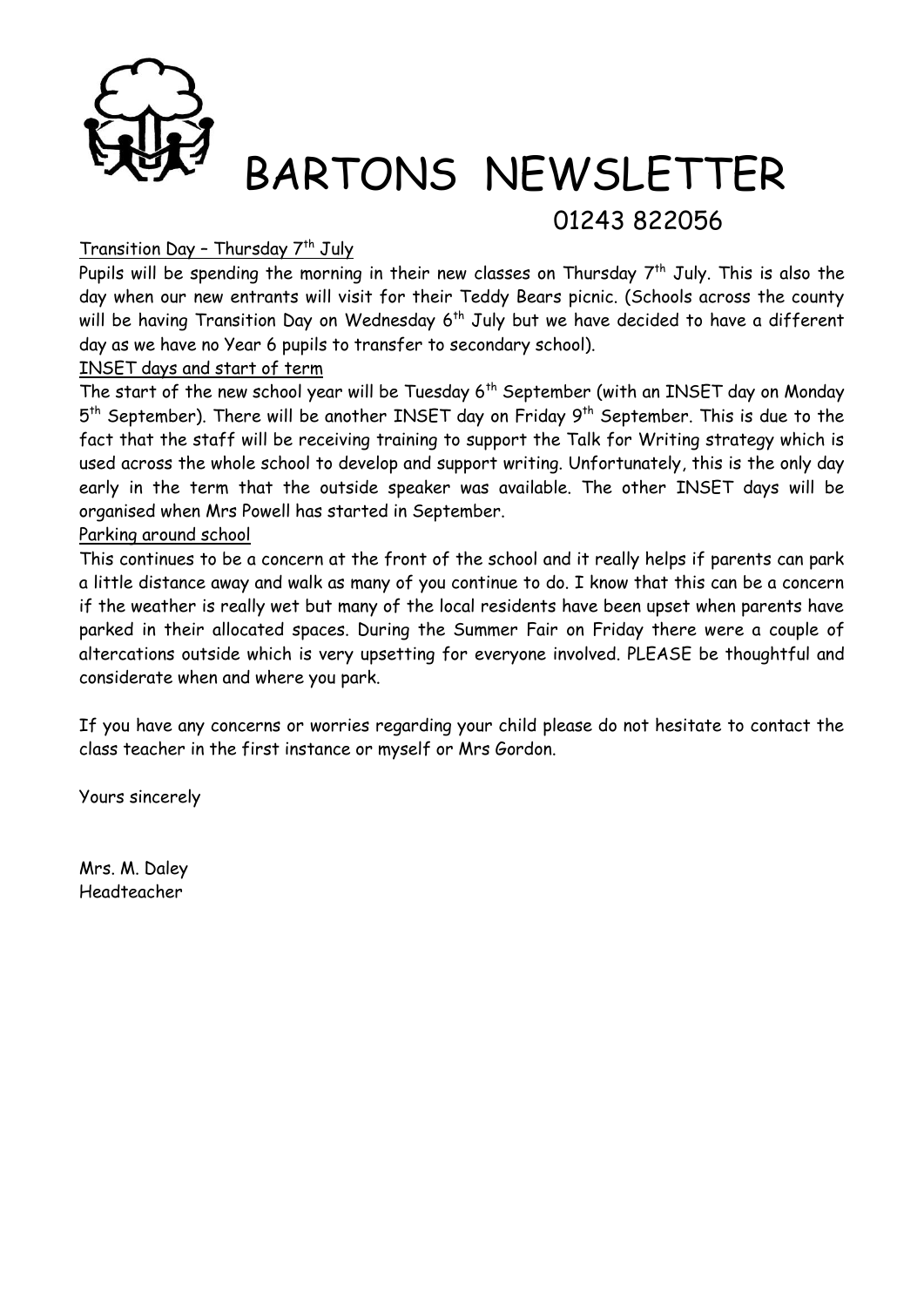# BARTONS NEWSLETTER

01243 822056

Transition Day – Thursday 7th July

Pupils will be spending the morning in their new classes on Thursday 7th July. This is also the day when our new entrants will visit for their Teddy Bears picnic. (Schools across the county will be having Transition Day on Wednesday 6th July but we have decided to have a different day as we have no Year 6 pupils to transfer to secondary school).

INSET days and start of term

The start of the new school year will be Tuesday 6th September (with an INSET day on Monday 5th September). There will be another INSET day on Friday 9th September. This is due to the fact that the staff will be receiving training to support the Talk for Writing strategy which is used across the whole school to develop and support writing. Unfortunately, this is the only day early in the term that the outside speaker was available. The other INSET days will be organised when Mrs Powell has started in September.

Parking around school

This continues to be a concern at the front of the school and it really helps if parents can park a little distance away and walk as many of you continue to do. I know that this can be a concern if the weather is really wet but many of the local residents have been upset when parents have parked in their allocated spaces. During the Summer Fair on Friday there were a couple of altercations outside which is very upsetting for everyone involved. PLEASE be thoughtful and considerate when and where you park.

If you have any concerns or worries regarding your child please do not hesitate to contact the class teacher in the first instance or myself or Mrs Gordon.

Yours sincerely

Mrs. M. Daley
Headteacher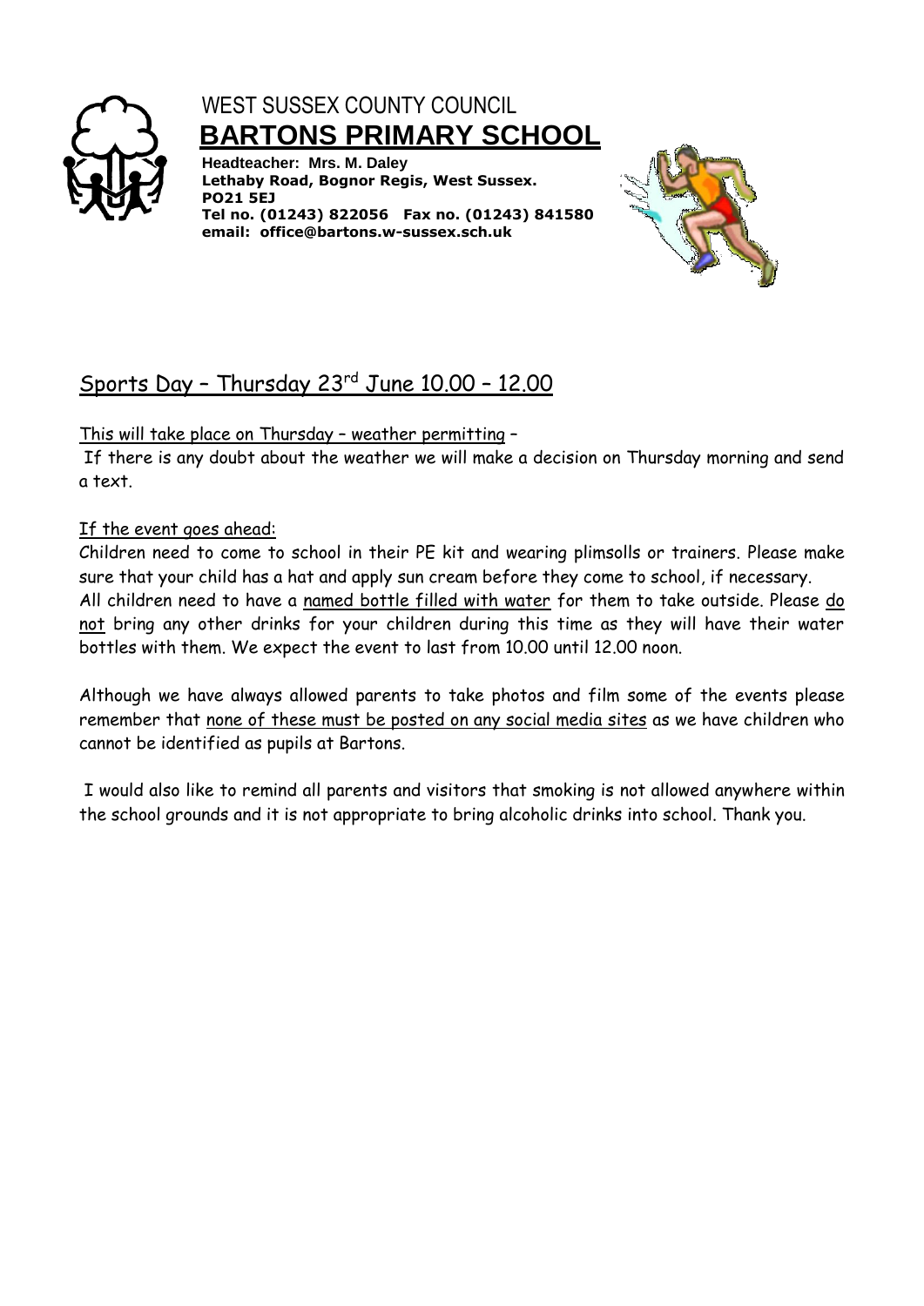WEST SUSSEX COUNTY COUNCIL

# BARTONS PRIMARY SCHOOL

**Headteacher: Mrs. M. Daley**
**Lethaby Road, Bognor Regis, West Sussex.**
**PO21 5EJ**
**Tel no. (01243) 822056 Fax no. (01243) 841580**
**email: office@bartons.w-sussex.sch.uk**

## Sports Day – Thursday 23rd June 10.00 – 12.00

This will take place on Thursday – weather permitting –

If there is any doubt about the weather we will make a decision on Thursday morning and send a text.

If the event goes ahead:

Children need to come to school in their PE kit and wearing plimsolls or trainers. Please make sure that your child has a hat and apply sun cream before they come to school, if necessary.

All children need to have a named bottle filled with water for them to take outside. Please do not bring any other drinks for your children during this time as they will have their water bottles with them. We expect the event to last from 10.00 until 12.00 noon.

Although we have always allowed parents to take photos and film some of the events please remember that none of these must be posted on any social media sites as we have children who cannot be identified as pupils at Bartons.

I would also like to remind all parents and visitors that smoking is not allowed anywhere within the school grounds and it is not appropriate to bring alcoholic drinks into school. Thank you.